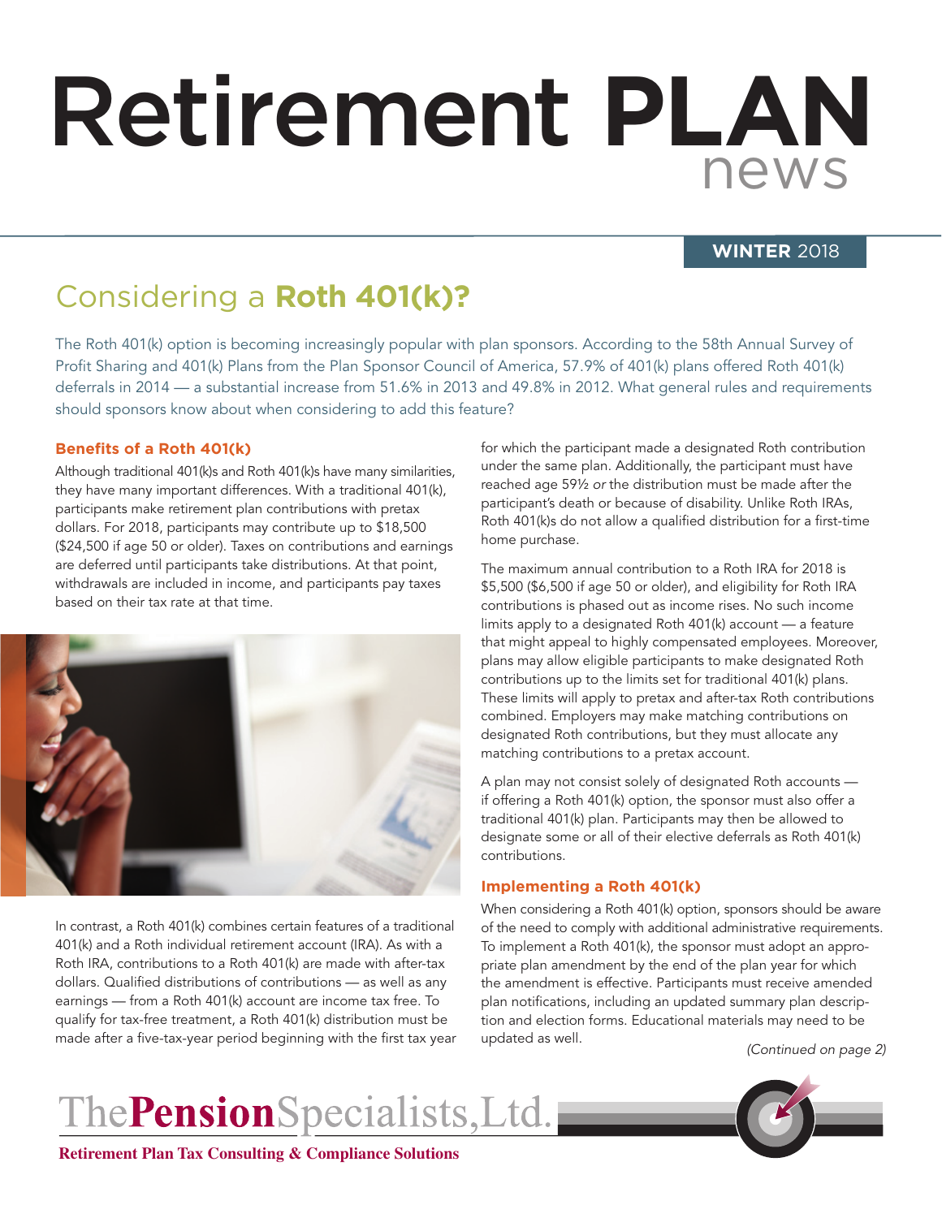# Retirement PLAN news

**WINTER** 2018

## Considering a **Roth 401(k)?**

The Roth 401(k) option is becoming increasingly popular with plan sponsors. According to the 58th Annual Survey of Profit Sharing and 401(k) Plans from the Plan Sponsor Council of America, 57.9% of 401(k) plans offered Roth 401(k) deferrals in 2014 — a substantial increase from 51.6% in 2013 and 49.8% in 2012. What general rules and requirements should sponsors know about when considering to add this feature?

### Benefits of a Roth 401(k)

Although traditional 401(k)s and Roth 401(k)s have many similarities, they have many important differences. With a traditional 401(k), participants make retirement plan contributions with pretax dollars. For 2018, participants may contribute up to $18,500 ($24,500 if age 50 or older). Taxes on contributions and earnings are deferred until participants take distributions. At that point, withdrawals are included in income, and participants pay taxes based on their tax rate at that time.

In contrast, a Roth 401(k) combines certain features of a traditional 401(k) and a Roth individual retirement account (IRA). As with a Roth IRA, contributions to a Roth 401(k) are made with after-tax dollars. Qualified distributions of contributions — as well as any earnings — from a Roth 401(k) account are income tax free. To qualify for tax-free treatment, a Roth 401(k) distribution must be made after a five-tax-year period beginning with the first tax year for which the participant made a designated Roth contribution under the same plan. Additionally, the participant must have reached age 59½ *or* the distribution must be made after the participant's death or because of disability. Unlike Roth IRAs, Roth 401(k)s do not allow a qualified distribution for a first-time home purchase.

The maximum annual contribution to a Roth IRA for 2018 is $5,500 ($6,500 if age 50 or older), and eligibility for Roth IRA contributions is phased out as income rises. No such income limits apply to a designated Roth 401(k) account — a feature that might appeal to highly compensated employees. Moreover, plans may allow eligible participants to make designated Roth contributions up to the limits set for traditional 401(k) plans. These limits will apply to pretax and after-tax Roth contributions combined. Employers may make matching contributions on designated Roth contributions, but they must allocate any matching contributions to a pretax account.

A plan may not consist solely of designated Roth accounts — if offering a Roth 401(k) option, the sponsor must also offer a traditional 401(k) plan. Participants may then be allowed to designate some or all of their elective deferrals as Roth 401(k) contributions.

### Implementing a Roth 401(k)

When considering a Roth 401(k) option, sponsors should be aware of the need to comply with additional administrative requirements. To implement a Roth 401(k), the sponsor must adopt an appropriate plan amendment by the end of the plan year for which the amendment is effective. Participants must receive amended plan notifications, including an updated summary plan description and election forms. Educational materials may need to be updated as well.

*(Continued on page 2)*

The**Pension**Specialists,Ltd.

**Retirement Plan Tax Consulting & Compliance Solutions**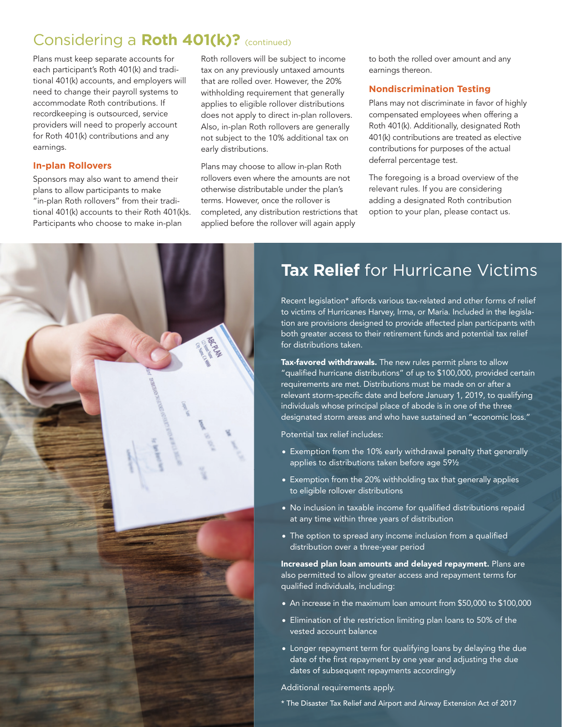## Considering a **Roth 401(k)?** (continued)

Plans must keep separate accounts for each participant's Roth 401(k) and traditional 401(k) accounts, and employers will need to change their payroll systems to accommodate Roth contributions. If recordkeeping is outsourced, service providers will need to properly account for Roth 401(k) contributions and any earnings.

### In-plan Rollovers

Sponsors may also want to amend their plans to allow participants to make "in-plan Roth rollovers" from their traditional 401(k) accounts to their Roth 401(k)s. Participants who choose to make in-plan Roth rollovers will be subject to income tax on any previously untaxed amounts that are rolled over. However, the 20% withholding requirement that generally applies to eligible rollover distributions does not apply to direct in-plan rollovers. Also, in-plan Roth rollovers are generally not subject to the 10% additional tax on early distributions.

Plans may choose to allow in-plan Roth rollovers even where the amounts are not otherwise distributable under the plan's terms. However, once the rollover is completed, any distribution restrictions that applied before the rollover will again apply to both the rolled over amount and any earnings thereon.

### Nondiscrimination Testing

Plans may not discriminate in favor of highly compensated employees when offering a Roth 401(k). Additionally, designated Roth 401(k) contributions are treated as elective contributions for purposes of the actual deferral percentage test.

The foregoing is a broad overview of the relevant rules. If you are considering adding a designated Roth contribution option to your plan, please contact us.

## **Tax Relief** for Hurricane Victims

Recent legislation* affords various tax-related and other forms of relief to victims of Hurricanes Harvey, Irma, or Maria. Included in the legislation are provisions designed to provide affected plan participants with both greater access to their retirement funds and potential tax relief for distributions taken.

**Tax-favored withdrawals.** The new rules permit plans to allow "qualified hurricane distributions" of up to $100,000, provided certain requirements are met. Distributions must be made on or after a relevant storm-specific date and before January 1, 2019, to qualifying individuals whose principal place of abode is in one of the three designated storm areas and who have sustained an "economic loss."

Potential tax relief includes:

- Exemption from the 10% early withdrawal penalty that generally applies to distributions taken before age 59½
- Exemption from the 20% withholding tax that generally applies to eligible rollover distributions
- No inclusion in taxable income for qualified distributions repaid at any time within three years of distribution
- The option to spread any income inclusion from a qualified distribution over a three-year period

**Increased plan loan amounts and delayed repayment.** Plans are also permitted to allow greater access and repayment terms for qualified individuals, including:

- An increase in the maximum loan amount from $50,000 to $100,000
- Elimination of the restriction limiting plan loans to 50% of the vested account balance
- Longer repayment term for qualifying loans by delaying the due date of the first repayment by one year and adjusting the due dates of subsequent repayments accordingly

Additional requirements apply.

* The Disaster Tax Relief and Airport and Airway Extension Act of 2017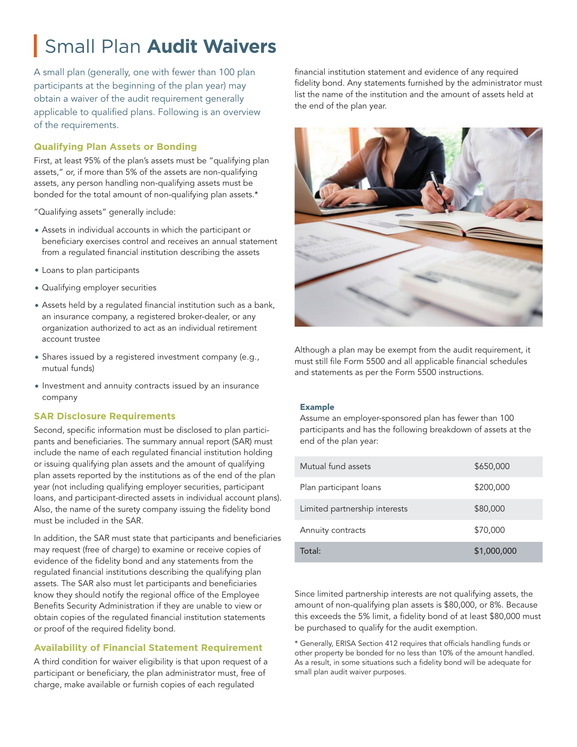# Small Plan **Audit Waivers**

A small plan (generally, one with fewer than 100 plan participants at the beginning of the plan year) may obtain a waiver of the audit requirement generally applicable to qualified plans. Following is an overview of the requirements.

### Qualifying Plan Assets or Bonding

First, at least 95% of the plan's assets must be "qualifying plan assets," or, if more than 5% of the assets are non-qualifying assets, any person handling non-qualifying assets must be bonded for the total amount of non-qualifying plan assets.*

"Qualifying assets" generally include:

- Assets in individual accounts in which the participant or beneficiary exercises control and receives an annual statement from a regulated financial institution describing the assets
- Loans to plan participants
- Qualifying employer securities
- Assets held by a regulated financial institution such as a bank, an insurance company, a registered broker-dealer, or any organization authorized to act as an individual retirement account trustee
- Shares issued by a registered investment company (e.g., mutual funds)
- Investment and annuity contracts issued by an insurance company

### SAR Disclosure Requirements

Second, specific information must be disclosed to plan participants and beneficiaries. The summary annual report (SAR) must include the name of each regulated financial institution holding or issuing qualifying plan assets and the amount of qualifying plan assets reported by the institutions as of the end of the plan year (not including qualifying employer securities, participant loans, and participant-directed assets in individual account plans). Also, the name of the surety company issuing the fidelity bond must be included in the SAR.

In addition, the SAR must state that participants and beneficiaries may request (free of charge) to examine or receive copies of evidence of the fidelity bond and any statements from the regulated financial institutions describing the qualifying plan assets. The SAR also must let participants and beneficiaries know they should notify the regional office of the Employee Benefits Security Administration if they are unable to view or obtain copies of the regulated financial institution statements or proof of the required fidelity bond.

### Availability of Financial Statement Requirement

A third condition for waiver eligibility is that upon request of a participant or beneficiary, the plan administrator must, free of charge, make available or furnish copies of each regulated financial institution statement and evidence of any required fidelity bond. Any statements furnished by the administrator must list the name of the institution and the amount of assets held at the end of the plan year.

Although a plan may be exempt from the audit requirement, it must still file Form 5500 and all applicable financial schedules and statements as per the Form 5500 instructions.

**Example**

Assume an employer-sponsored plan has fewer than 100 participants and has the following breakdown of assets at the end of the plan year:

| | |
|---|---|
| Mutual fund assets | $650,000 |
| Plan participant loans | $200,000 |
| Limited partnership interests | $80,000 |
| Annuity contracts | $70,000 |
| Total: | $1,000,000 |

Since limited partnership interests are not qualifying assets, the amount of non-qualifying plan assets is $80,000, or 8%. Because this exceeds the 5% limit, a fidelity bond of at least $80,000 must be purchased to qualify for the audit exemption.

* Generally, ERISA Section 412 requires that officials handling funds or other property be bonded for no less than 10% of the amount handled. As a result, in some situations such a fidelity bond will be adequate for small plan audit waiver purposes.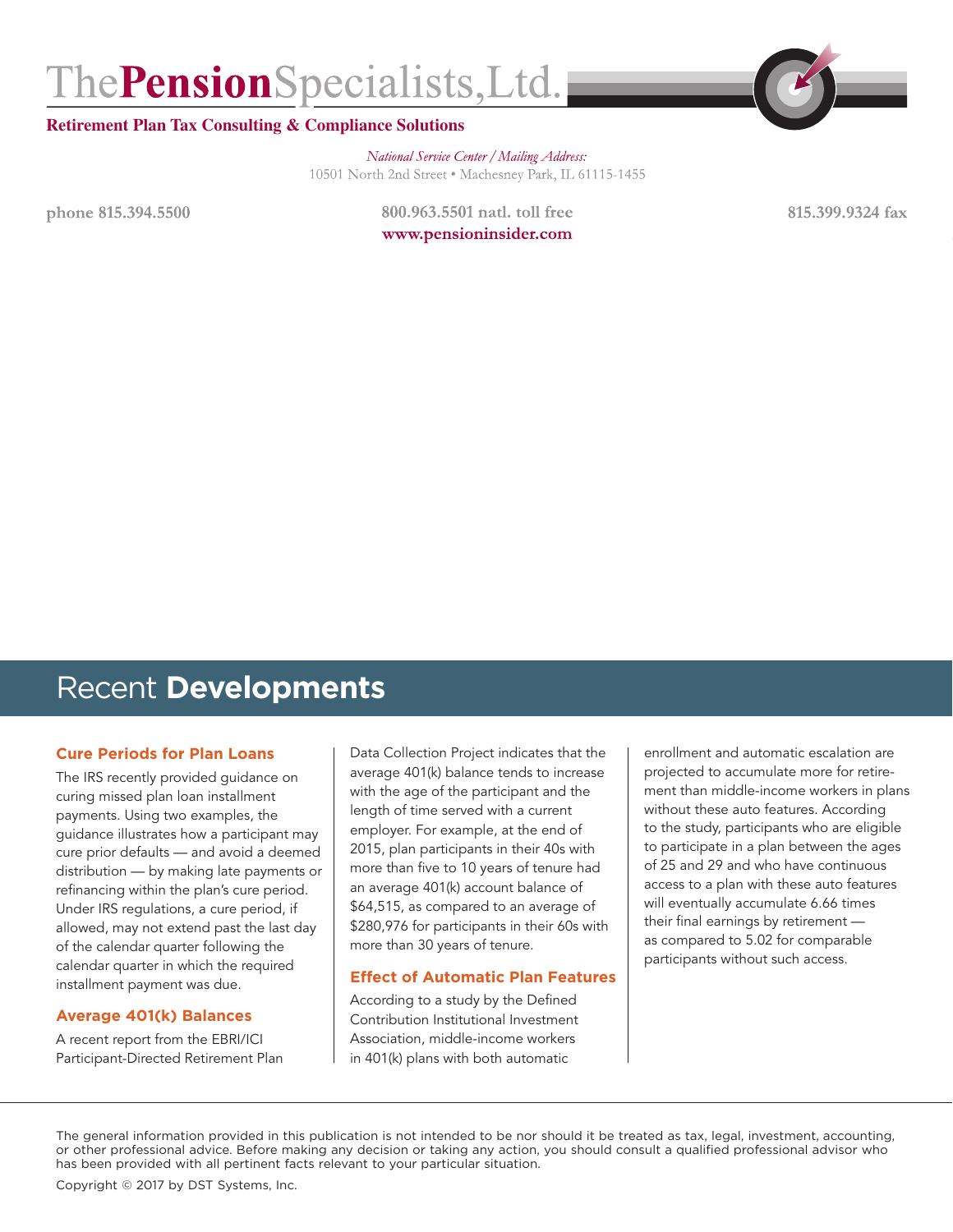The**Pension**Specialists,Ltd.

**Retirement Plan Tax Consulting & Compliance Solutions**

*National Service Center / Mailing Address:*
10501 North 2nd Street • Machesney Park, IL 61115-1455

phone 815.394.5500 | 800.963.5501 natl. toll free | 815.399.9324 fax

www.pensioninsider.com

# Recent **Developments**

### Cure Periods for Plan Loans

The IRS recently provided guidance on curing missed plan loan installment payments. Using two examples, the guidance illustrates how a participant may cure prior defaults — and avoid a deemed distribution — by making late payments or refinancing within the plan's cure period. Under IRS regulations, a cure period, if allowed, may not extend past the last day of the calendar quarter following the calendar quarter in which the required installment payment was due.

### Average 401(k) Balances

A recent report from the EBRI/ICI Participant-Directed Retirement Plan Data Collection Project indicates that the average 401(k) balance tends to increase with the age of the participant and the length of time served with a current employer. For example, at the end of 2015, plan participants in their 40s with more than five to 10 years of tenure had an average 401(k) account balance of $64,515, as compared to an average of $280,976 for participants in their 60s with more than 30 years of tenure.

### Effect of Automatic Plan Features

According to a study by the Defined Contribution Institutional Investment Association, middle-income workers in 401(k) plans with both automatic enrollment and automatic escalation are projected to accumulate more for retirement than middle-income workers in plans without these auto features. According to the study, participants who are eligible to participate in a plan between the ages of 25 and 29 and who have continuous access to a plan with these auto features will eventually accumulate 6.66 times their final earnings by retirement — as compared to 5.02 for comparable participants without such access.

The general information provided in this publication is not intended to be nor should it be treated as tax, legal, investment, accounting, or other professional advice. Before making any decision or taking any action, you should consult a qualified professional advisor who has been provided with all pertinent facts relevant to your particular situation.

Copyright © 2017 by DST Systems, Inc.